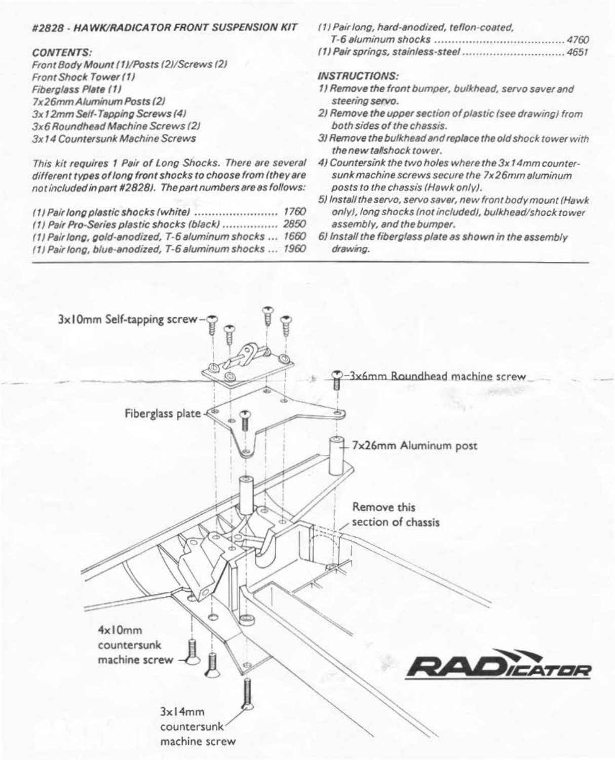### *#2828 - HAWK/RADICATOR FRONT SUSPENSION KIT*

***CONTENTS:***

*Front Body Mount (1)/Posts (2)/Screws (2)*
*Front Shock Tower (1)*
*Fiberglass Plate (1)*
*7x26mm Aluminum Posts (2)*
*3x12mm Self-Tapping Screws (4)*
*3x6 Roundhead Machine Screws (2)*
*3x14 Countersunk Machine Screws*

*This kit requires 1 Pair of Long Shocks. There are several different types of long front shocks to choose from (they are not included in part #2828). The part numbers are as follows:*

*(1) Pair long plastic shocks (white) .......................... 1760*
*(1) Pair Pro-Series plastic shocks (black) ................ 2850*
*(1) Pair long, gold-anodized, T-6 aluminum shocks ... 1660*
*(1) Pair long, blue-anodized, T-6 aluminum shocks ... 1960*
*(1) Pair long, hard-anodized, teflon-coated, T-6 aluminum shocks ........................................ 4760*
*(1) Pair springs, stainless-steel ................................ 4651*

***INSTRUCTIONS:***

*1) Remove the front bumper, bulkhead, servo saver and steering servo.*
*2) Remove the upper section of plastic (see drawing) from both sides of the chassis.*
*3) Remove the bulkhead and replace the old shock tower with the new tallshock tower.*
*4) Countersink the two holes where the 3x14mm countersunk machine screws secure the 7x26mm aluminum posts to the chassis (Hawk only).*
*5) Install the servo, servo saver, new front body mount (Hawk only), long shocks (not included), bulkhead/shock tower assembly, and the bumper.*
*6) Install the fiberglass plate as shown in the assembly drawing.*

---

3x10mm Self-tapping screw

3x6mm Roundhead machine screw

Fiberglass plate

7x26mm Aluminum post

Remove this section of chassis

4x10mm countersunk machine screw

3x14mm countersunk machine screw

RADICATOR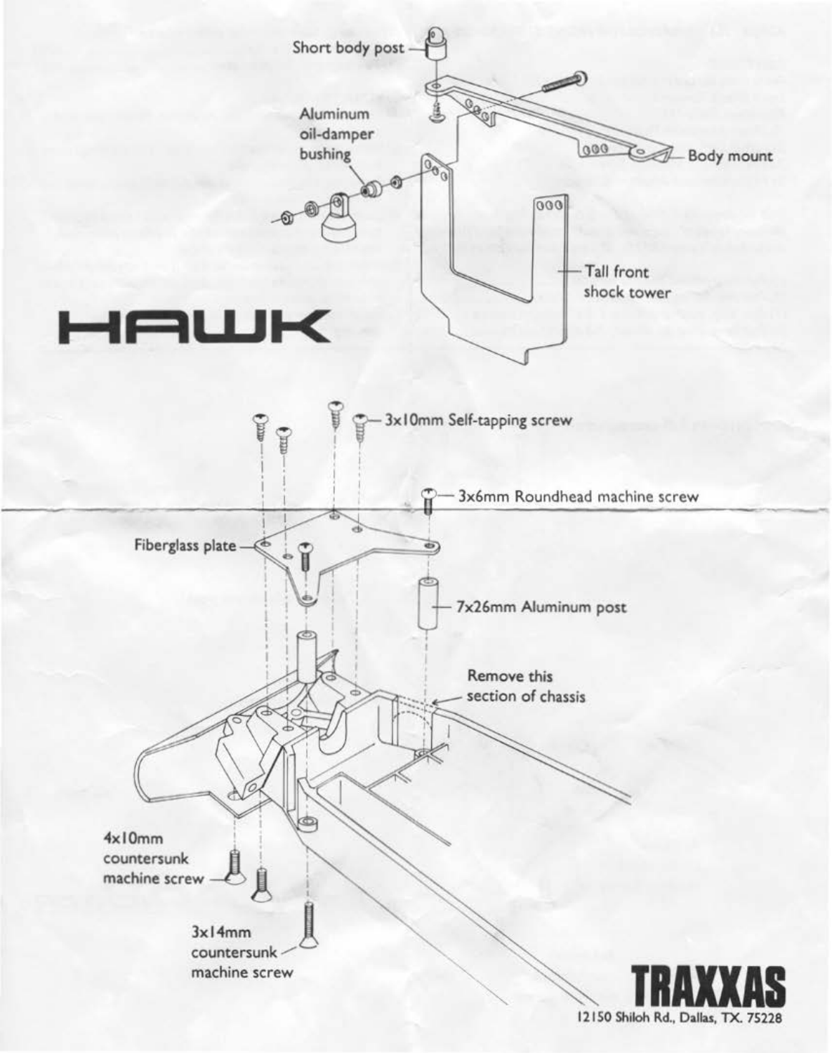Short body post

Aluminum oil-damper bushing

Body mount

Tall front shock tower

# HAWK

3x10mm Self-tapping screw

3x6mm Roundhead machine screw

Fiberglass plate

7x26mm Aluminum post

Remove this section of chassis

4x10mm countersunk machine screw

3x14mm countersunk machine screw

**TRAXXAS**

12150 Shiloh Rd., Dallas, TX. 75228